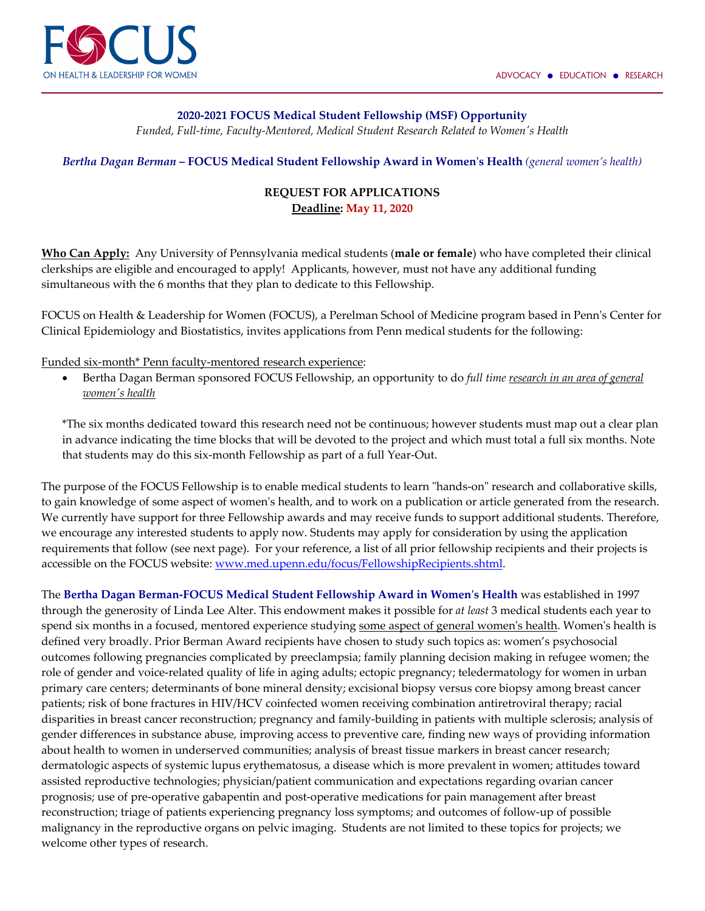FOCUS ON HEALTH & LEADERSHIP FOR WOMEN

ADVOCACY ● EDUCATION ● RESEARCH

**2020-2021 FOCUS Medical Student Fellowship (MSF) Opportunity**

*Funded, Full-time, Faculty-Mentored, Medical Student Research Related to Women's Health*

***Bertha Dagan Berman* – FOCUS Medical Student Fellowship Award in Women's Health** *(general women's health)*

**REQUEST FOR APPLICATIONS**

**Deadline: May 11, 2020**

**Who Can Apply:** Any University of Pennsylvania medical students (**male or female**) who have completed their clinical clerkships are eligible and encouraged to apply! Applicants, however, must not have any additional funding simultaneous with the 6 months that they plan to dedicate to this Fellowship.

FOCUS on Health & Leadership for Women (FOCUS), a Perelman School of Medicine program based in Penn's Center for Clinical Epidemiology and Biostatistics, invites applications from Penn medical students for the following:

Funded six-month* Penn faculty-mentored research experience:

- Bertha Dagan Berman sponsored FOCUS Fellowship, an opportunity to do *full time research in an area of general women's health*

*The six months dedicated toward this research need not be continuous; however students must map out a clear plan in advance indicating the time blocks that will be devoted to the project and which must total a full six months. Note that students may do this six-month Fellowship as part of a full Year-Out.

The purpose of the FOCUS Fellowship is to enable medical students to learn "hands-on" research and collaborative skills, to gain knowledge of some aspect of women's health, and to work on a publication or article generated from the research. We currently have support for three Fellowship awards and may receive funds to support additional students. Therefore, we encourage any interested students to apply now. Students may apply for consideration by using the application requirements that follow (see next page). For your reference, a list of all prior fellowship recipients and their projects is accessible on the FOCUS website: www.med.upenn.edu/focus/FellowshipRecipients.shtml.

The **Bertha Dagan Berman-FOCUS Medical Student Fellowship Award in Women's Health** was established in 1997 through the generosity of Linda Lee Alter. This endowment makes it possible for *at least* 3 medical students each year to spend six months in a focused, mentored experience studying some aspect of general women's health. Women's health is defined very broadly. Prior Berman Award recipients have chosen to study such topics as: women's psychosocial outcomes following pregnancies complicated by preeclampsia; family planning decision making in refugee women; the role of gender and voice-related quality of life in aging adults; ectopic pregnancy; teledermatology for women in urban primary care centers; determinants of bone mineral density; excisional biopsy versus core biopsy among breast cancer patients; risk of bone fractures in HIV/HCV coinfected women receiving combination antiretroviral therapy; racial disparities in breast cancer reconstruction; pregnancy and family-building in patients with multiple sclerosis; analysis of gender differences in substance abuse, improving access to preventive care, finding new ways of providing information about health to women in underserved communities; analysis of breast tissue markers in breast cancer research; dermatologic aspects of systemic lupus erythematosus, a disease which is more prevalent in women; attitudes toward assisted reproductive technologies; physician/patient communication and expectations regarding ovarian cancer prognosis; use of pre-operative gabapentin and post-operative medications for pain management after breast reconstruction; triage of patients experiencing pregnancy loss symptoms; and outcomes of follow-up of possible malignancy in the reproductive organs on pelvic imaging. Students are not limited to these topics for projects; we welcome other types of research.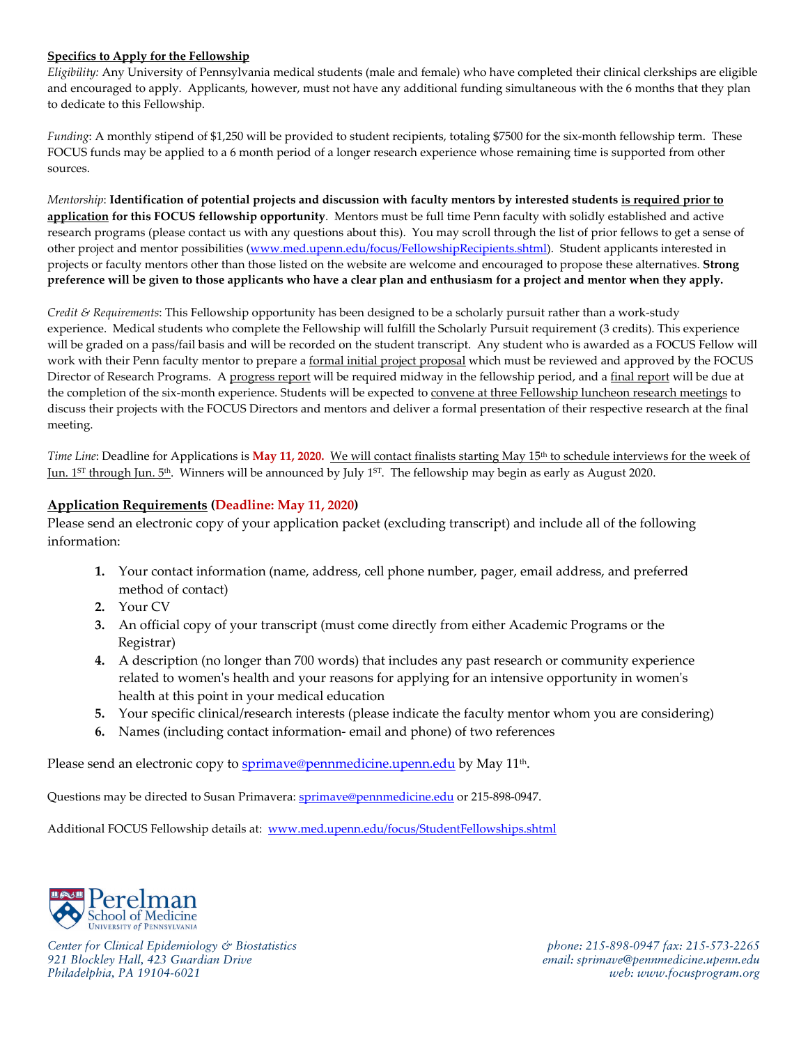**Specifics to Apply for the Fellowship**

*Eligibility:* Any University of Pennsylvania medical students (male and female) who have completed their clinical clerkships are eligible and encouraged to apply. Applicants, however, must not have any additional funding simultaneous with the 6 months that they plan to dedicate to this Fellowship.

*Funding*: A monthly stipend of $1,250 will be provided to student recipients, totaling $7500 for the six-month fellowship term. These FOCUS funds may be applied to a 6 month period of a longer research experience whose remaining time is supported from other sources.

*Mentorship*: **Identification of potential projects and discussion with faculty mentors by interested students <u>is required prior to application</u> for this FOCUS fellowship opportunity**. Mentors must be full time Penn faculty with solidly established and active research programs (please contact us with any questions about this). You may scroll through the list of prior fellows to get a sense of other project and mentor possibilities (www.med.upenn.edu/focus/FellowshipRecipients.shtml). Student applicants interested in projects or faculty mentors other than those listed on the website are welcome and encouraged to propose these alternatives. **Strong preference will be given to those applicants who have a clear plan and enthusiasm for a project and mentor when they apply.**

*Credit & Requirements*: This Fellowship opportunity has been designed to be a scholarly pursuit rather than a work-study experience. Medical students who complete the Fellowship will fulfill the Scholarly Pursuit requirement (3 credits). This experience will be graded on a pass/fail basis and will be recorded on the student transcript. Any student who is awarded as a FOCUS Fellow will work with their Penn faculty mentor to prepare a <u>formal initial project proposal</u> which must be reviewed and approved by the FOCUS Director of Research Programs. A <u>progress report</u> will be required midway in the fellowship period, and a <u>final report</u> will be due at the completion of the six-month experience. Students will be expected to <u>convene at three Fellowship luncheon research meetings</u> to discuss their projects with the FOCUS Directors and mentors and deliver a formal presentation of their respective research at the final meeting.

*Time Line*: Deadline for Applications is **May 11, 2020.** <u>We will contact finalists starting May 15th to schedule interviews for the week of Jun. 1ST through Jun. 5th</u>. Winners will be announced by July 1ST. The fellowship may begin as early as August 2020.

## <u>Application Requirements</u> (Deadline: May 11, 2020)

Please send an electronic copy of your application packet (excluding transcript) and include all of the following information:

1. Your contact information (name, address, cell phone number, pager, email address, and preferred method of contact)
2. Your CV
3. An official copy of your transcript (must come directly from either Academic Programs or the Registrar)
4. A description (no longer than 700 words) that includes any past research or community experience related to women's health and your reasons for applying for an intensive opportunity in women's health at this point in your medical education
5. Your specific clinical/research interests (please indicate the faculty mentor whom you are considering)
6. Names (including contact information- email and phone) of two references

Please send an electronic copy to sprimave@pennmedicine.upenn.edu by May 11th.

Questions may be directed to Susan Primavera: sprimave@pennmedicine.edu or 215-898-0947.

Additional FOCUS Fellowship details at: www.med.upenn.edu/focus/StudentFellowships.shtml

Perelman School of Medicine
University of Pennsylvania

*Center for Clinical Epidemiology & Biostatistics*
*921 Blockley Hall, 423 Guardian Drive*
*Philadelphia, PA 19104-6021*

*phone: 215-898-0947 fax: 215-573-2265*
*email: sprimave@pennmedicine.upenn.edu*
*web: www.focusprogram.org*